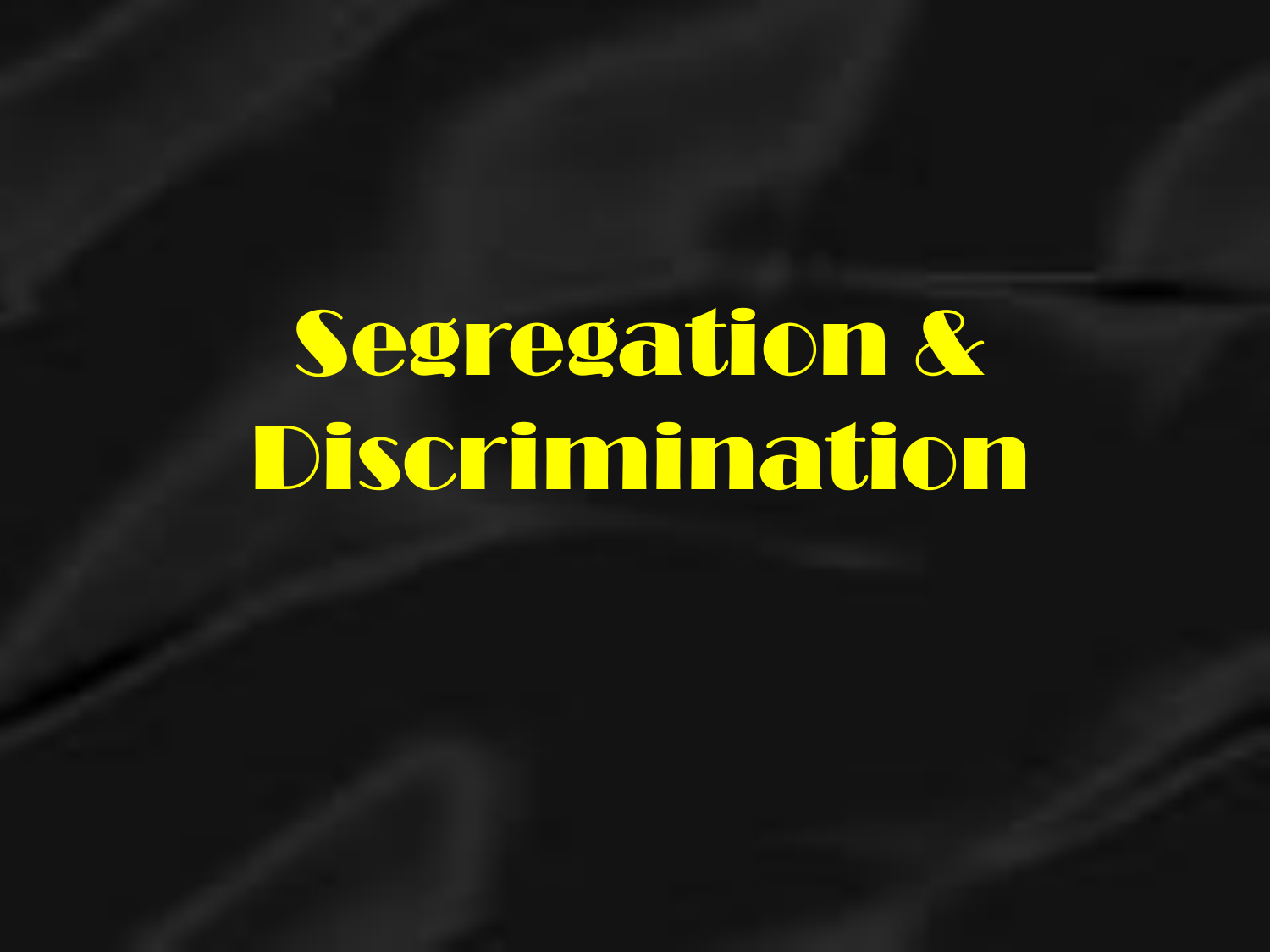# Segregation & Discrimination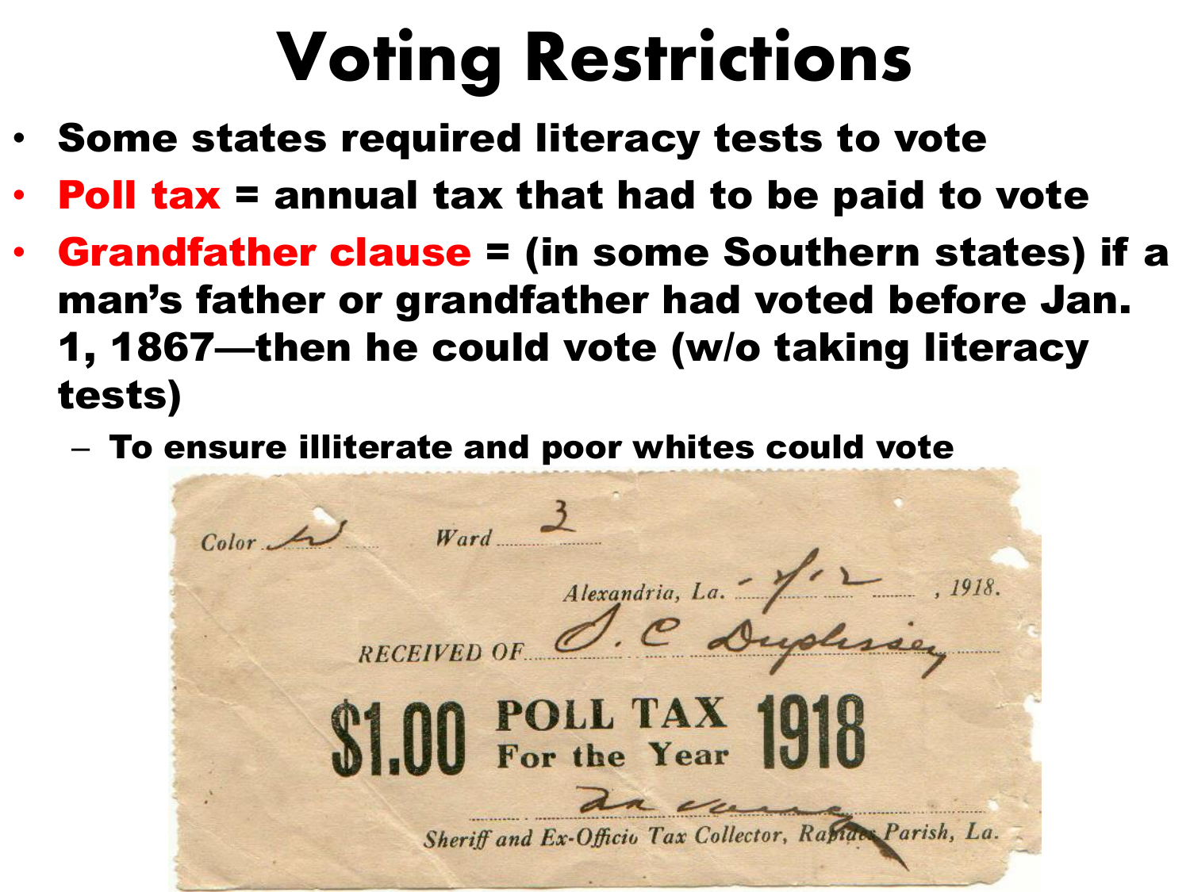# Voting Restrictions

- **Some states required literacy tests to vote**
- **Poll tax = annual tax that had to be paid to vote**
- **Grandfather clause = (in some Southern states) if a man's father or grandfather had voted before Jan. 1, 1867—then he could vote (w/o taking literacy tests)**
  - **To ensure illiterate and poor whites could vote**

Color W Ward 3

Alexandria, La. 1/12, 1918.

RECEIVED OF J. C. Duplissey

$1.00 POLL TAX For the Year 1918

Sheriff and Ex-Officio Tax Collector, Rapides Parish, La.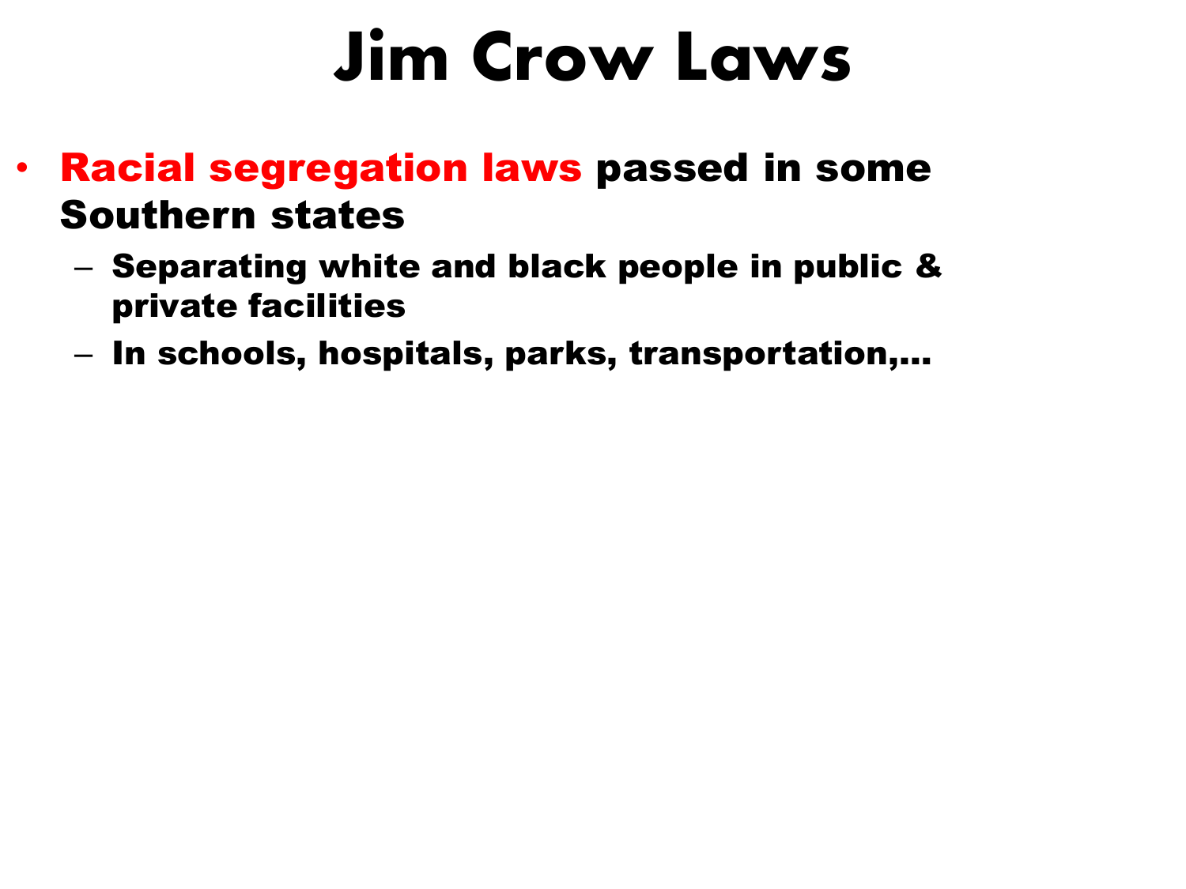# Jim Crow Laws

- **Racial segregation laws** passed in some Southern states
  - Separating white and black people in public & private facilities
  - In schools, hospitals, parks, transportation,…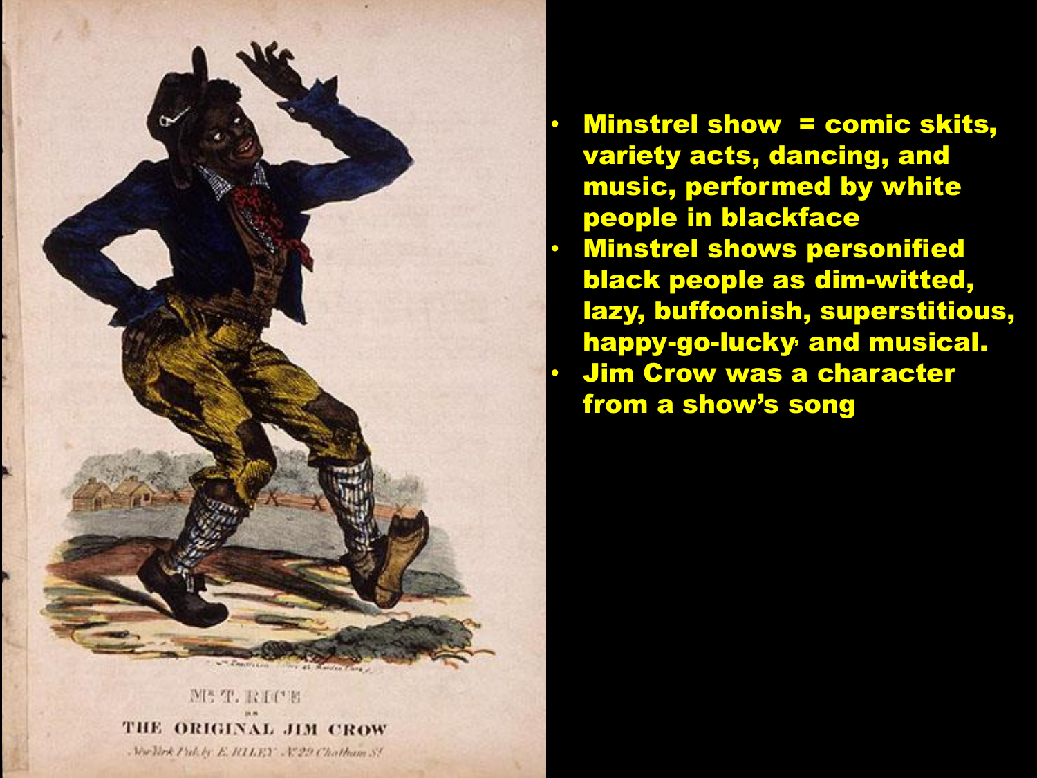MR. T. RICE

AS

THE ORIGINAL JIM CROW

New York Pub. by E. RILEY No. 29 Chatham St.

- Minstrel show = comic skits, variety acts, dancing, and music, performed by white people in blackface
- Minstrel shows personified black people as dim-witted, lazy, buffoonish, superstitious, happy-go-lucky, and musical.
- Jim Crow was a character from a show's song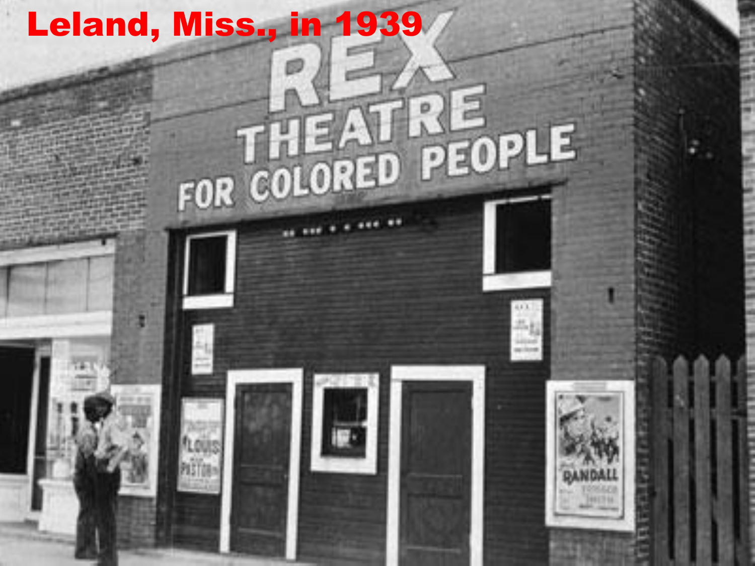Leland, Miss., in 1939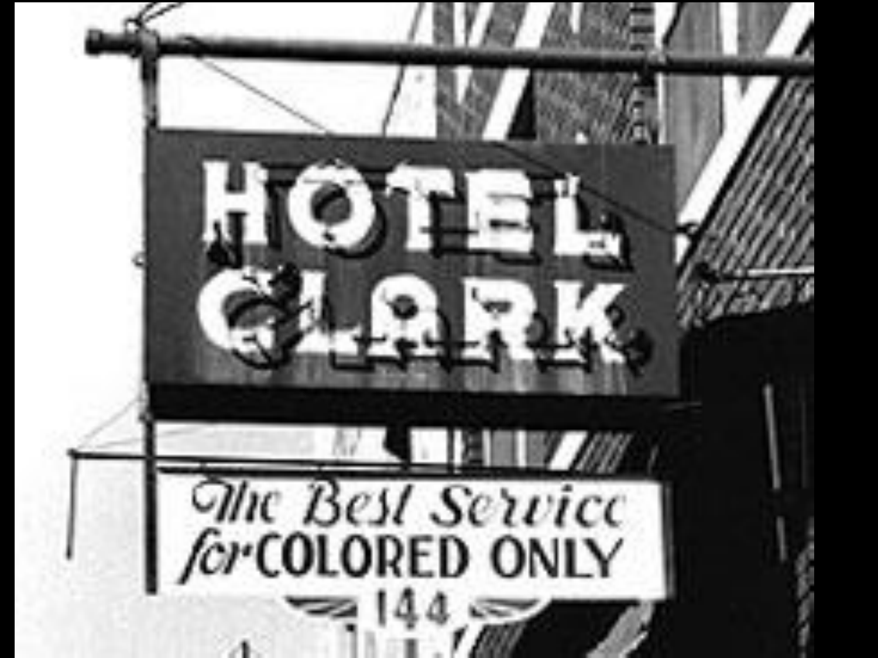HOTEL CLARK

The Best Service for COLORED ONLY

144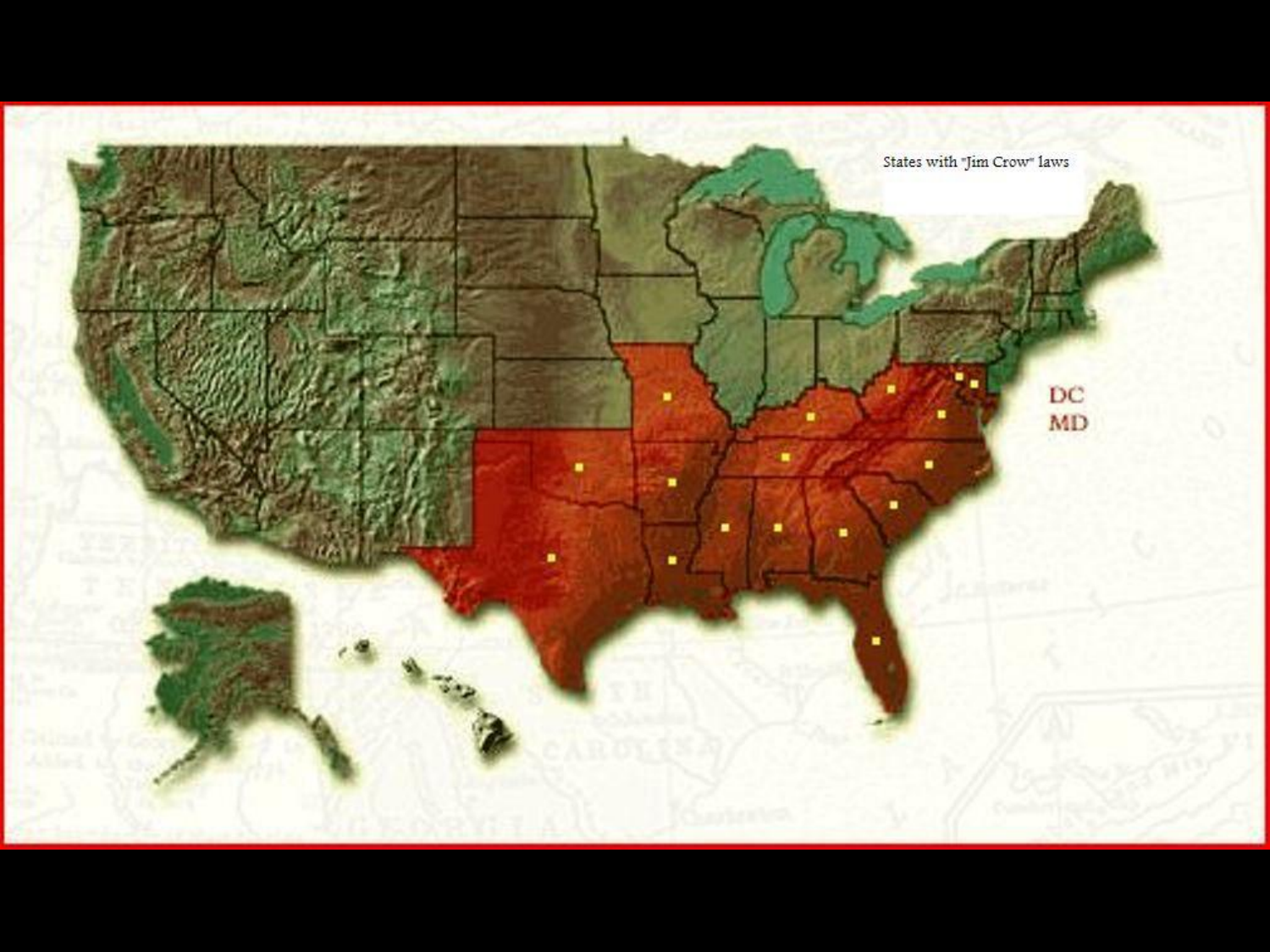States with "Jim Crow" laws

DC

MD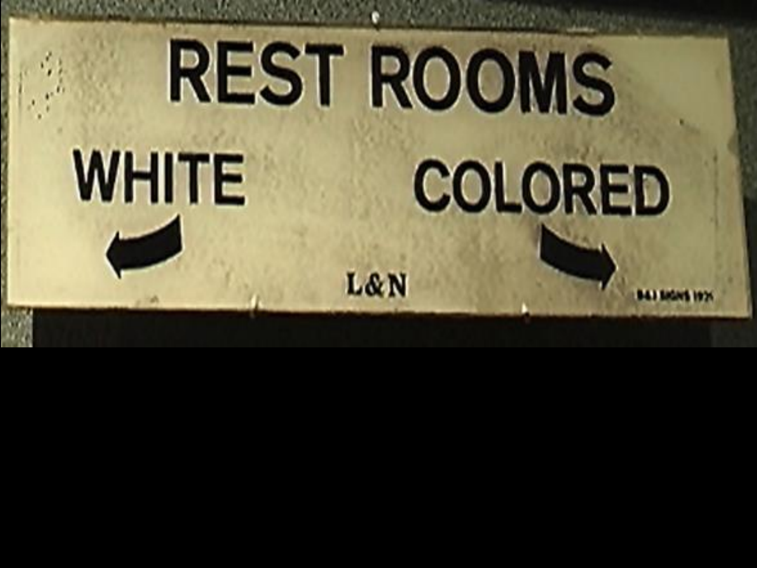REST ROOMS

WHITE ←

COLORED →

L&N

B&J SIGNS 1971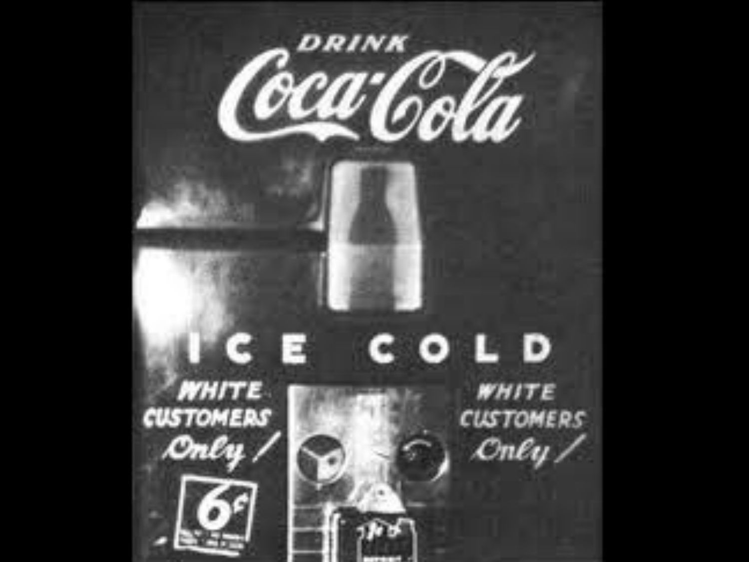DRINK

Coca-Cola

ICE COLD

WHITE CUSTOMERS Only!

WHITE CUSTOMERS Only!

6¢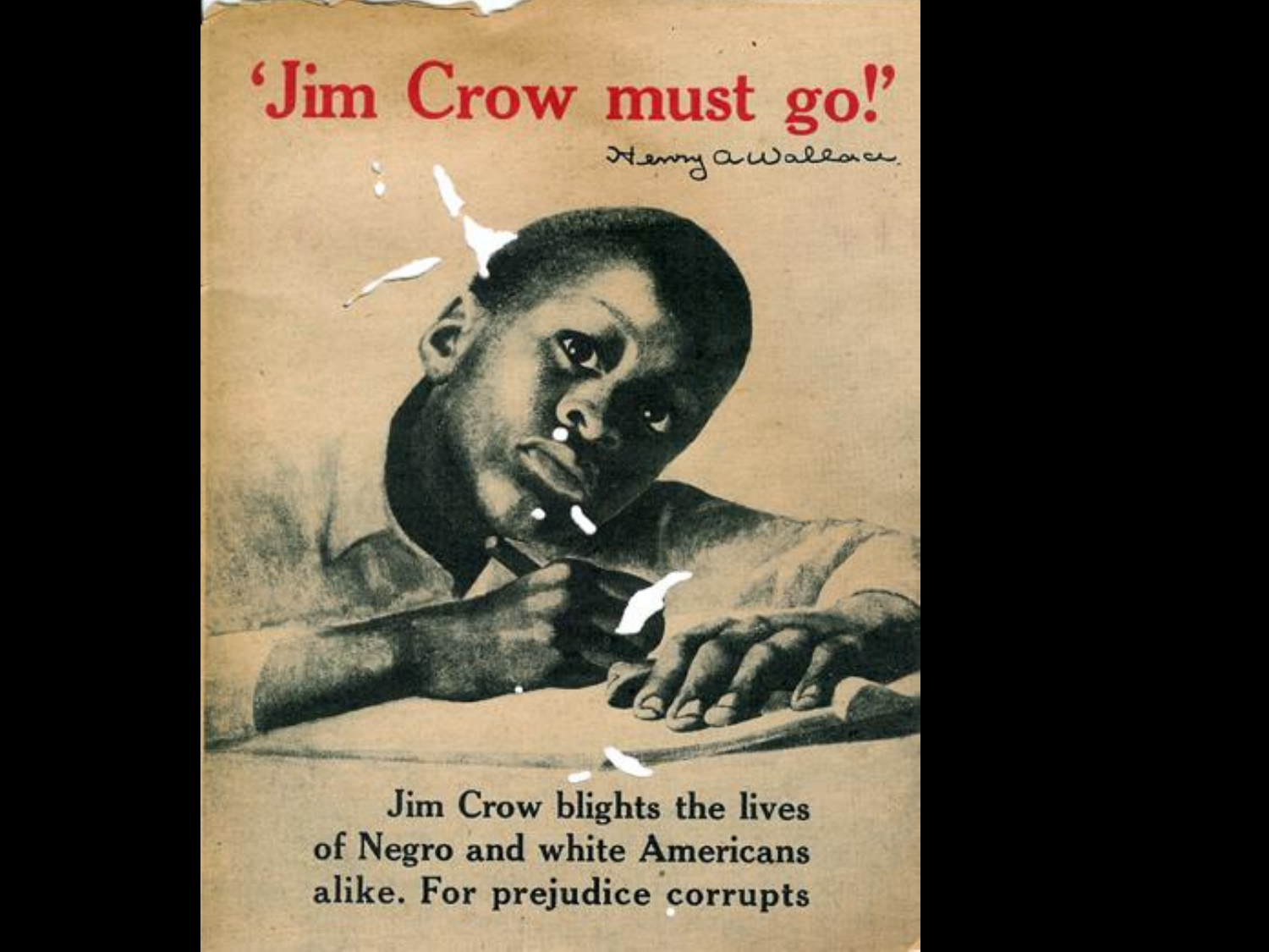# 'Jim Crow must go!'

Henry A Wallace

Jim Crow blights the lives
of Negro and white Americans
alike. For prejudice corrupts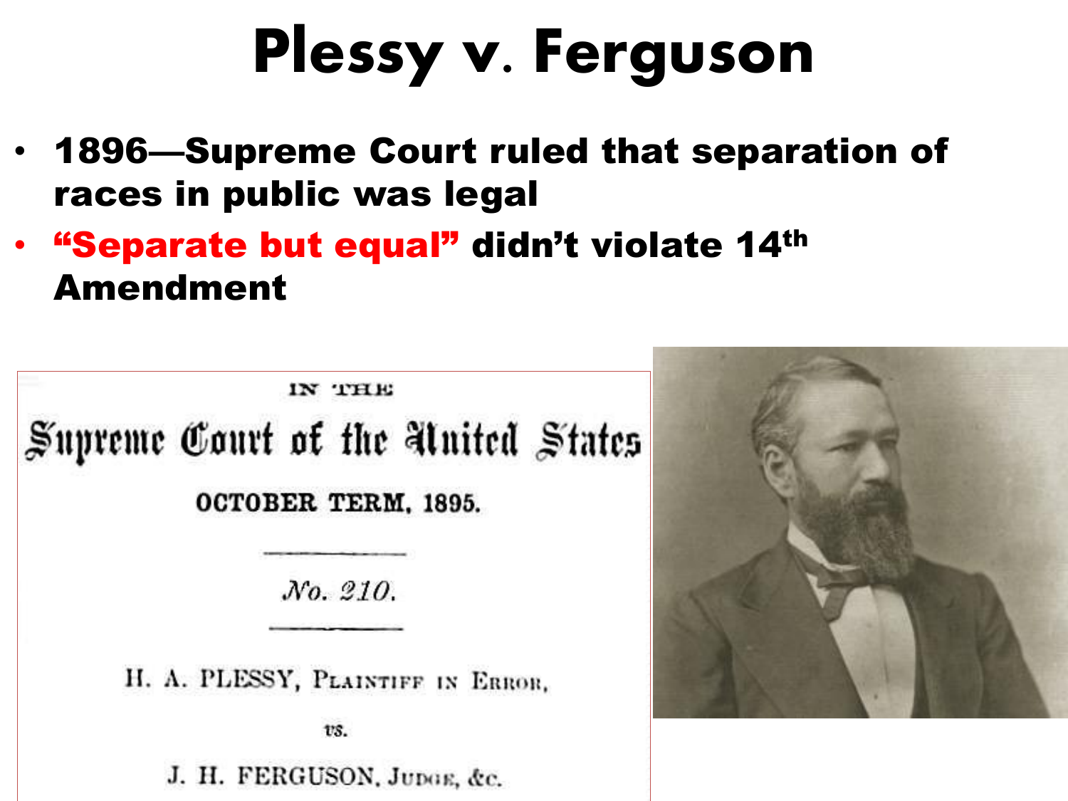# Plessy v. Ferguson

- **1896—Supreme Court ruled that separation of races in public was legal**
- **"Separate but equal" didn't violate 14th Amendment**

IN THE

Supreme Court of the United States

OCTOBER TERM, 1895.

No. 210.

H. A. PLESSY, Plaintiff in Error,

vs.

J. H. FERGUSON, Judge, &c.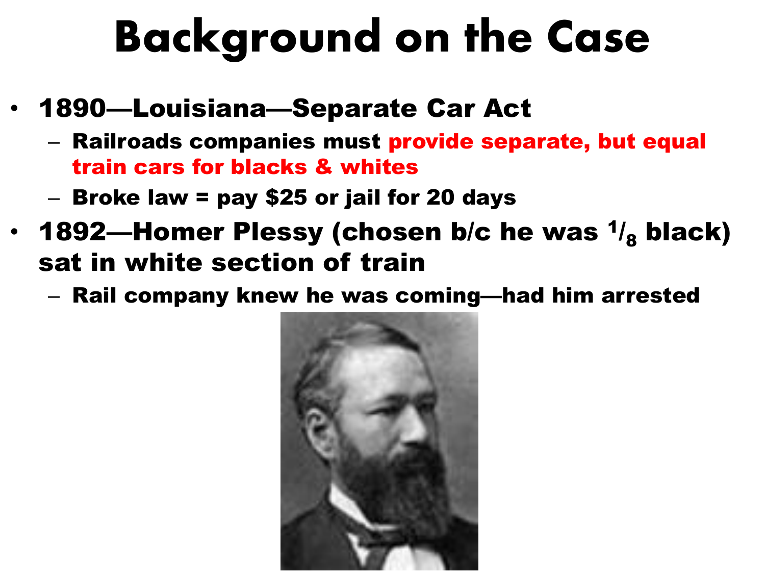# Background on the Case

- **1890—Louisiana—Separate Car Act**
  - **Railroads companies must provide separate, but equal train cars for blacks & whites**
  - **Broke law = pay $25 or jail for 20 days**
- **1892—Homer Plessy (chosen b/c he was $^1/_8$ black) sat in white section of train**
  - **Rail company knew he was coming—had him arrested**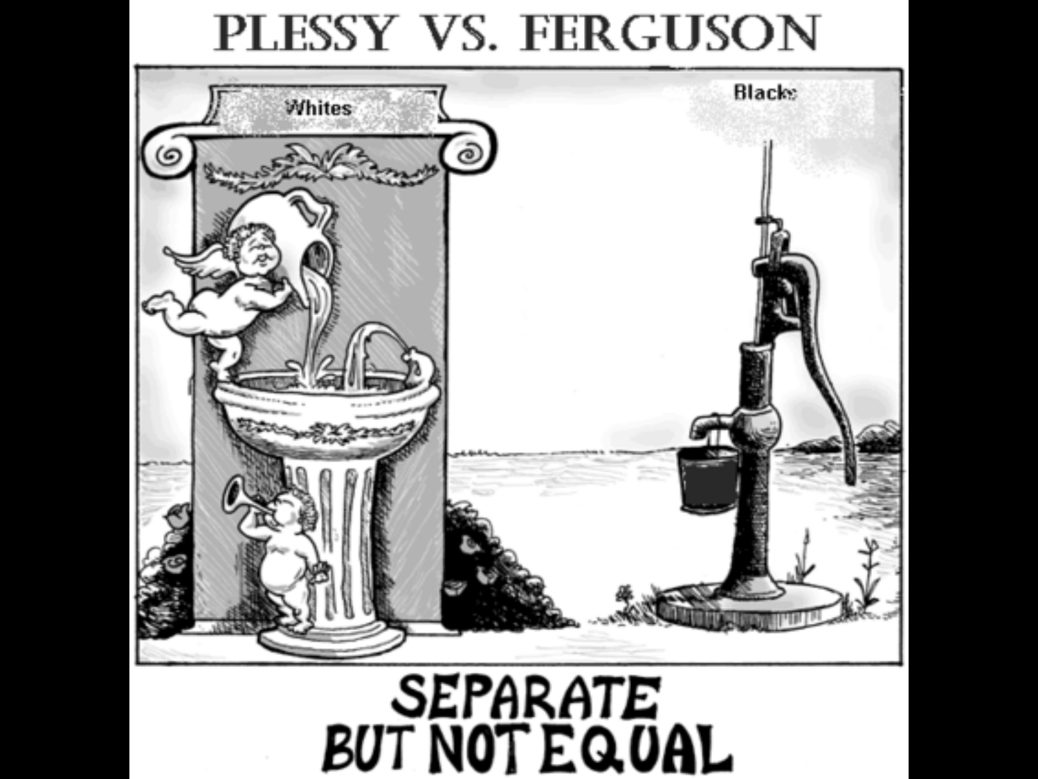# PLESSY VS. FERGUSON

Whites

Blacks

SEPARATE BUT NOT EQUAL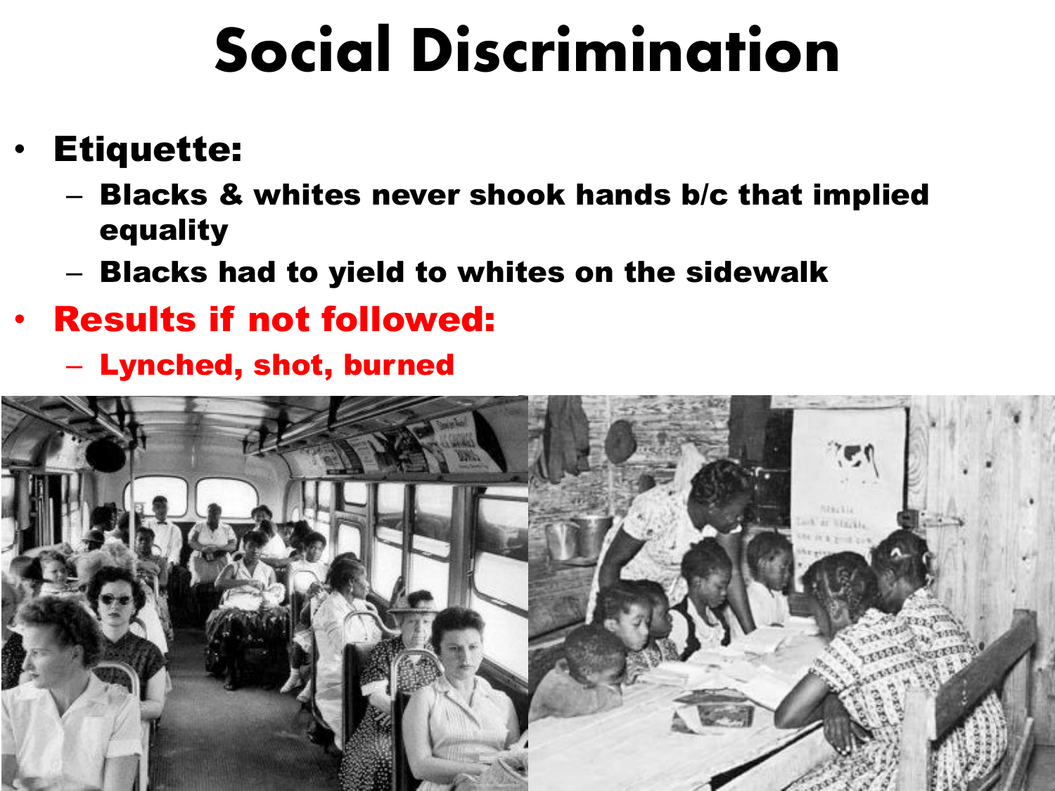# Social Discrimination

- **Etiquette:**
  - **Blacks & whites never shook hands b/c that implied equality**
  - **Blacks had to yield to whites on the sidewalk**
- **Results if not followed:**
  - **Lynched, shot, burned**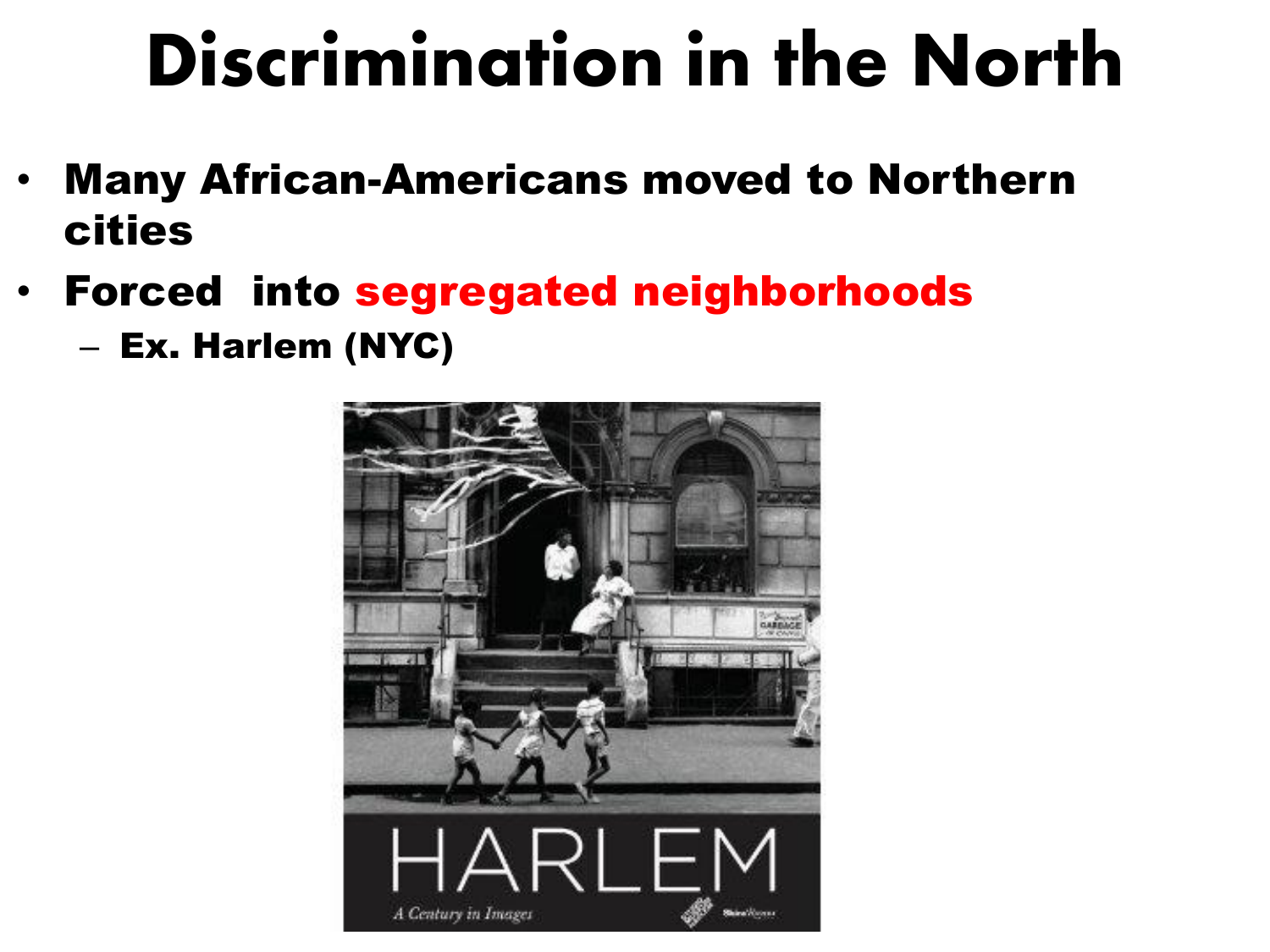# Discrimination in the North

- **Many African-Americans moved to Northern cities**
- **Forced into segregated neighborhoods**
  - **Ex. Harlem (NYC)**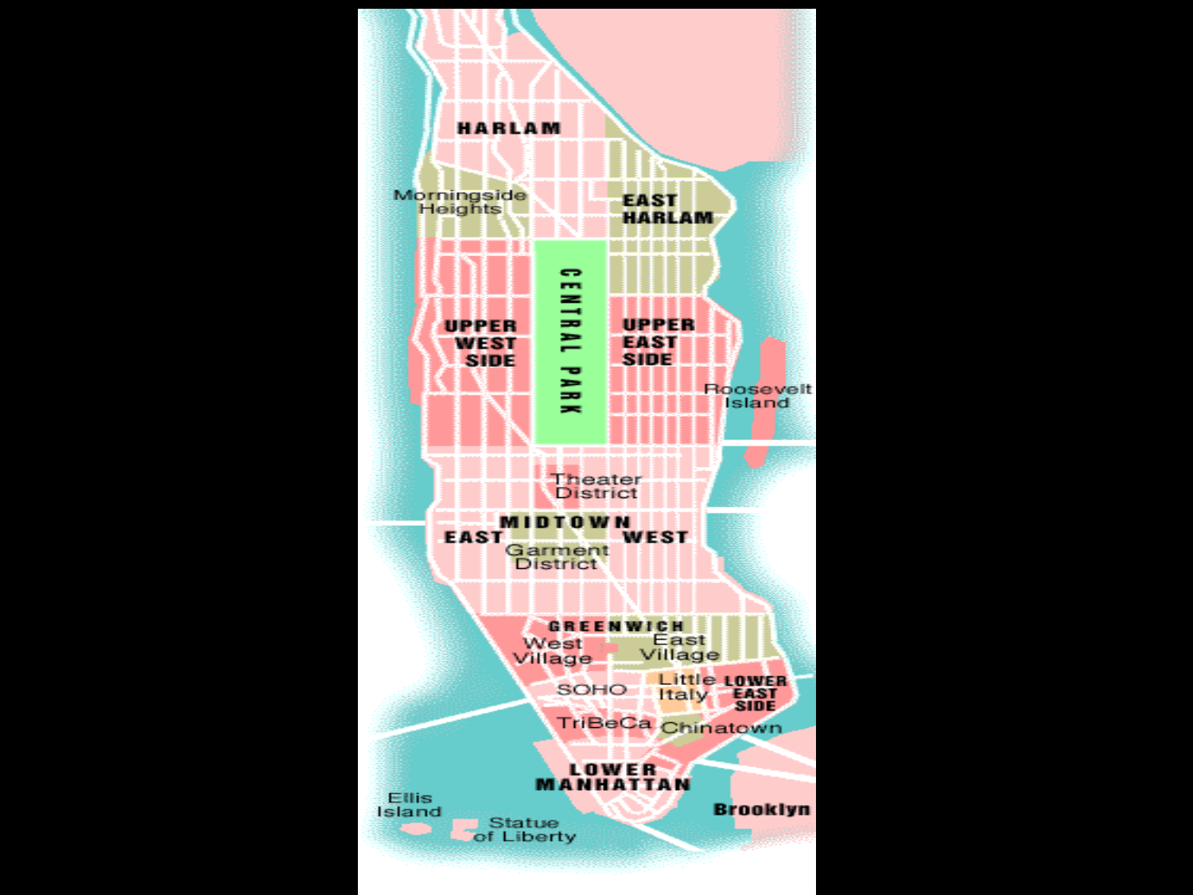HARLAM

Morningside Heights

EAST HARLAM

CENTRAL PARK

UPPER WEST SIDE

UPPER EAST SIDE

Roosevelt Island

Theater District

MIDTOWN

EAST

WEST

Garment District

GREENWICH

West Village

East Village

SOHO

Little Italy

LOWER EAST SIDE

TriBeCa

Chinatown

LOWER MANHATTAN

Ellis Island

Statue of Liberty

Brooklyn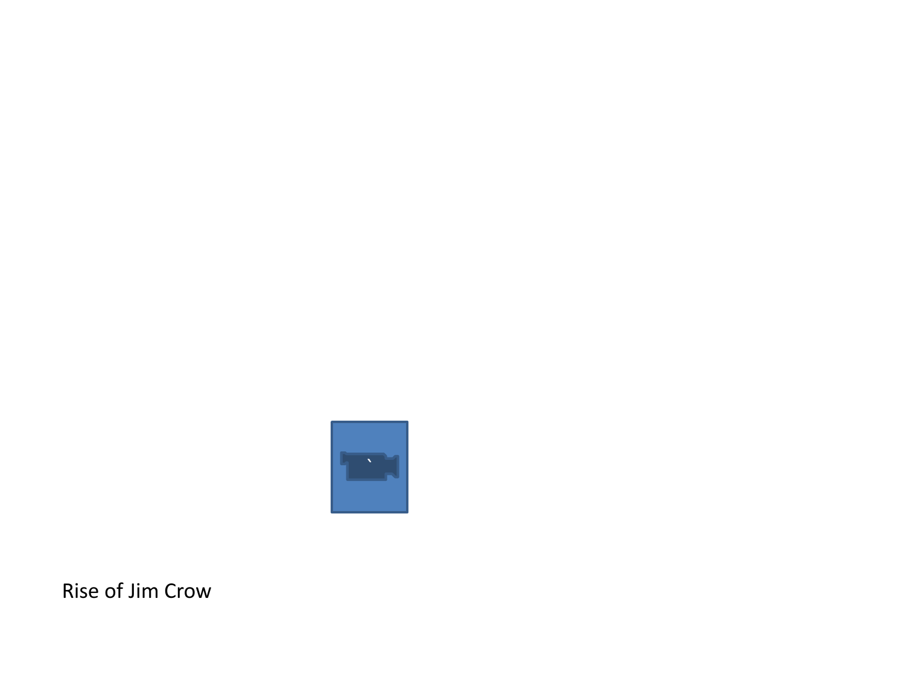Rise of Jim Crow